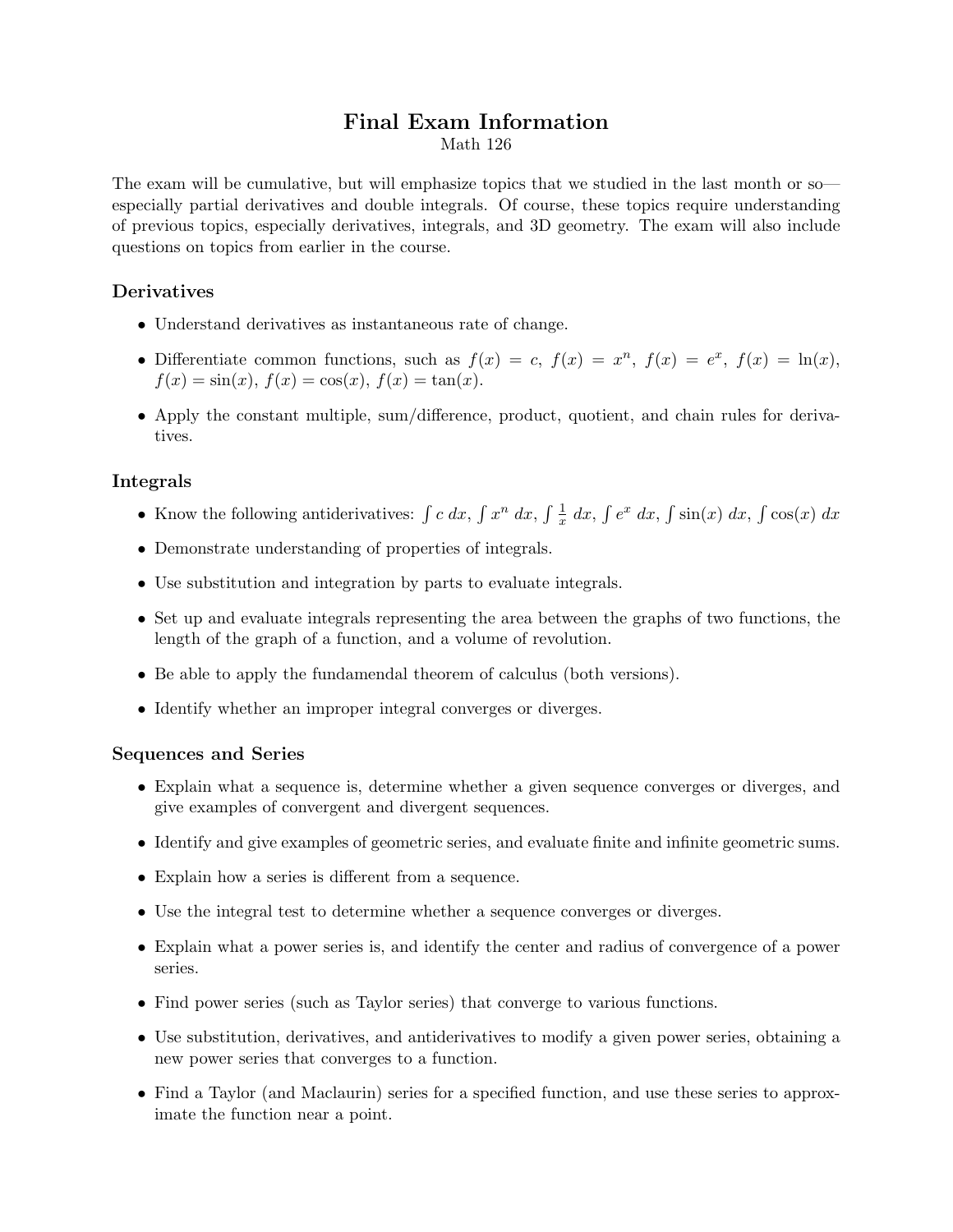# Final Exam Information

Math 126

The exam will be cumulative, but will emphasize topics that we studied in the last month or so—especially partial derivatives and double integrals. Of course, these topics require understanding of previous topics, especially derivatives, integrals, and 3D geometry. The exam will also include questions on topics from earlier in the course.

### Derivatives

- Understand derivatives as instantaneous rate of change.
- Differentiate common functions, such as $f(x) = c$, $f(x) = x^n$, $f(x) = e^x$, $f(x) = \ln(x)$, $f(x) = \sin(x)$, $f(x) = \cos(x)$, $f(x) = \tan(x)$.
- Apply the constant multiple, sum/difference, product, quotient, and chain rules for derivatives.

### Integrals

- Know the following antiderivatives: $\int c\ dx$, $\int x^n\ dx$, $\int \frac{1}{x}\ dx$, $\int e^x\ dx$, $\int \sin(x)\ dx$, $\int \cos(x)\ dx$
- Demonstrate understanding of properties of integrals.
- Use substitution and integration by parts to evaluate integrals.
- Set up and evaluate integrals representing the area between the graphs of two functions, the length of the graph of a function, and a volume of revolution.
- Be able to apply the fundamendal theorem of calculus (both versions).
- Identify whether an improper integral converges or diverges.

### Sequences and Series

- Explain what a sequence is, determine whether a given sequence converges or diverges, and give examples of convergent and divergent sequences.
- Identify and give examples of geometric series, and evaluate finite and infinite geometric sums.
- Explain how a series is different from a sequence.
- Use the integral test to determine whether a sequence converges or diverges.
- Explain what a power series is, and identify the center and radius of convergence of a power series.
- Find power series (such as Taylor series) that converge to various functions.
- Use substitution, derivatives, and antiderivatives to modify a given power series, obtaining a new power series that converges to a function.
- Find a Taylor (and Maclaurin) series for a specified function, and use these series to approximate the function near a point.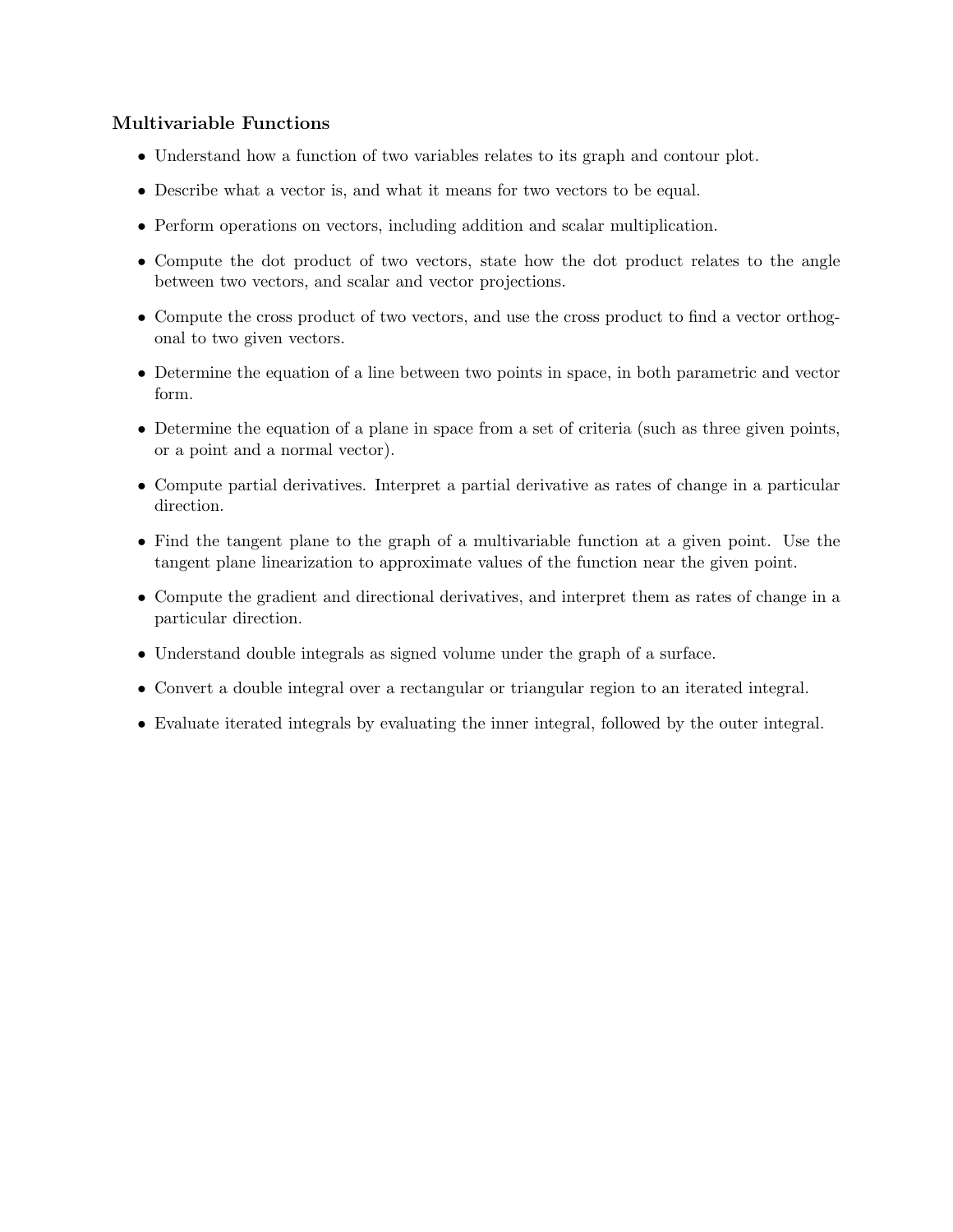**Multivariable Functions**

- Understand how a function of two variables relates to its graph and contour plot.
- Describe what a vector is, and what it means for two vectors to be equal.
- Perform operations on vectors, including addition and scalar multiplication.
- Compute the dot product of two vectors, state how the dot product relates to the angle between two vectors, and scalar and vector projections.
- Compute the cross product of two vectors, and use the cross product to find a vector orthogonal to two given vectors.
- Determine the equation of a line between two points in space, in both parametric and vector form.
- Determine the equation of a plane in space from a set of criteria (such as three given points, or a point and a normal vector).
- Compute partial derivatives. Interpret a partial derivative as rates of change in a particular direction.
- Find the tangent plane to the graph of a multivariable function at a given point. Use the tangent plane linearization to approximate values of the function near the given point.
- Compute the gradient and directional derivatives, and interpret them as rates of change in a particular direction.
- Understand double integrals as signed volume under the graph of a surface.
- Convert a double integral over a rectangular or triangular region to an iterated integral.
- Evaluate iterated integrals by evaluating the inner integral, followed by the outer integral.